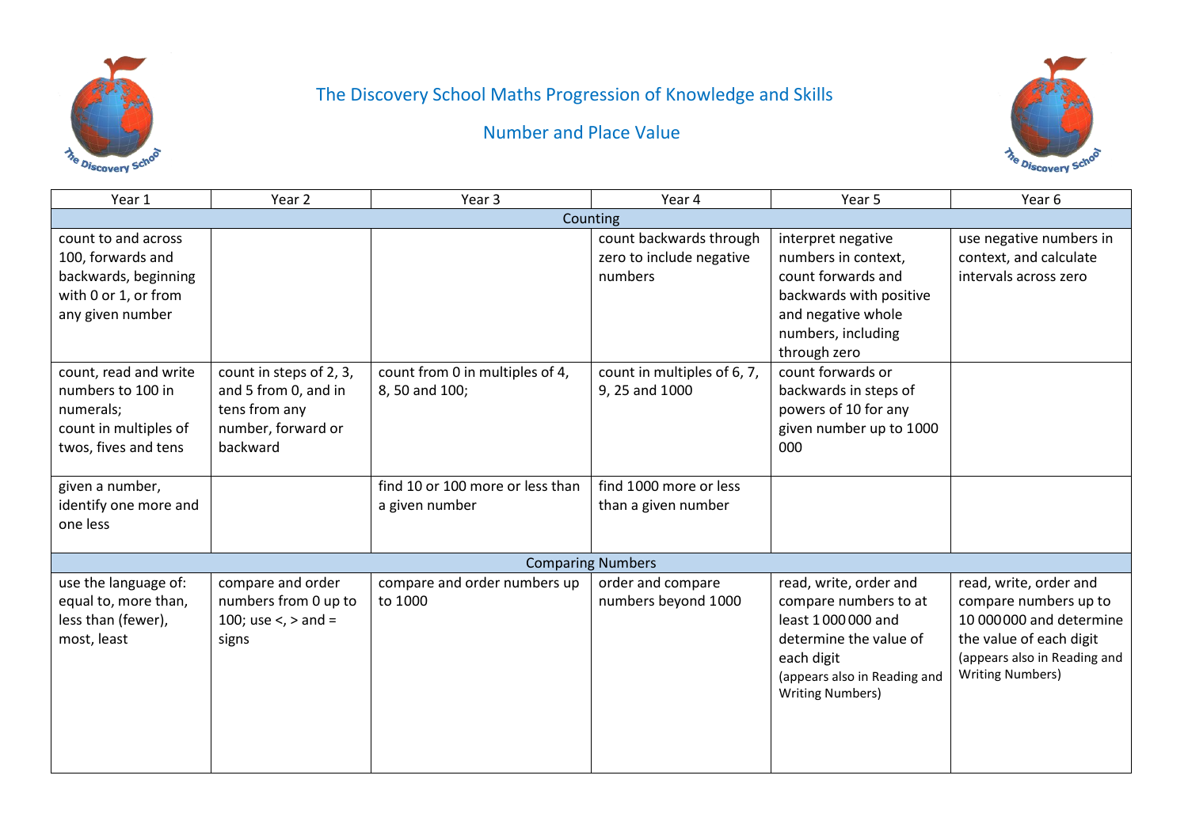# The Discovery School Maths Progression of Knowledge and Skills

## Number and Place Value

| Year 1 | Year 2 | Year 3 | Year 4 | Year 5 | Year 6 |
|---|---|---|---|---|---|
| **Counting** | | | | | |
| count to and across 100, forwards and backwards, beginning with 0 or 1, or from any given number | | | count backwards through zero to include negative numbers | interpret negative numbers in context, count forwards and backwards with positive and negative whole numbers, including through zero | use negative numbers in context, and calculate intervals across zero |
| count, read and write numbers to 100 in numerals; count in multiples of twos, fives and tens | count in steps of 2, 3, and 5 from 0, and in tens from any number, forward or backward | count from 0 in multiples of 4, 8, 50 and 100; | count in multiples of 6, 7, 9, 25 and 1000 | count forwards or backwards in steps of powers of 10 for any given number up to 1000 000 | |
| given a number, identify one more and one less | | find 10 or 100 more or less than a given number | find 1000 more or less than a given number | | |
| **Comparing Numbers** | | | | | |
| use the language of: equal to, more than, less than (fewer), most, least | compare and order numbers from 0 up to 100; use <, > and = signs | compare and order numbers up to 1000 | order and compare numbers beyond 1000 | read, write, order and compare numbers to at least 1 000 000 and determine the value of each digit (appears also in Reading and Writing Numbers) | read, write, order and compare numbers up to 10 000000 and determine the value of each digit (appears also in Reading and Writing Numbers) |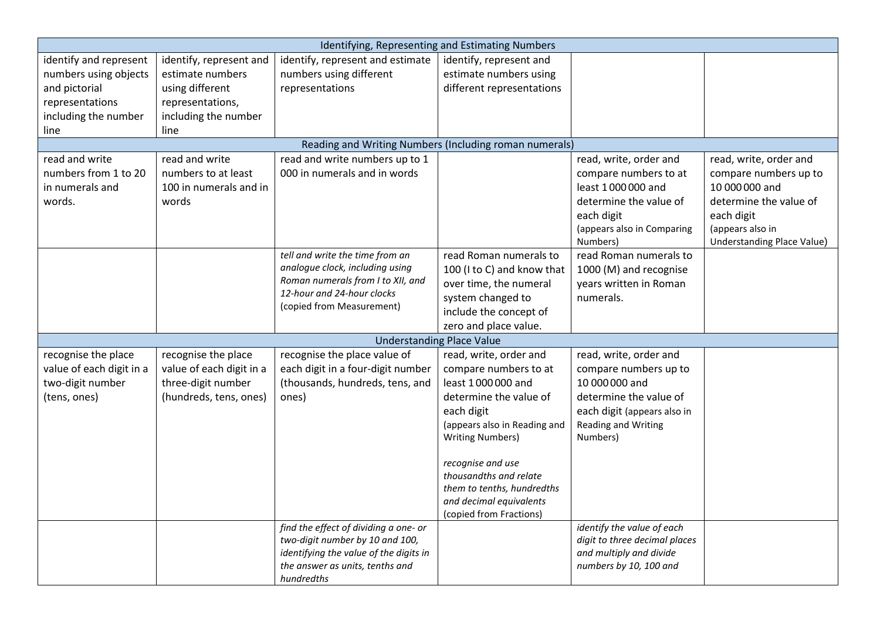| Identifying, Representing and Estimating Numbers | | | | | |
|---|---|---|---|---|---|
| identify and represent numbers using objects and pictorial representations including the number line | identify, represent and estimate numbers using different representations, including the number line | identify, represent and estimate numbers using different representations | identify, represent and estimate numbers using different representations | | |
| **Reading and Writing Numbers (Including roman numerals)** | | | | | |
| read and write numbers from 1 to 20 in numerals and words. | read and write numbers to at least 100 in numerals and in words | read and write numbers up to 1 000 in numerals and in words | | read, write, order and compare numbers to at least 1 000 000 and determine the value of each digit (appears also in Comparing Numbers) | read, write, order and compare numbers up to 10 000 000 and determine the value of each digit (appears also in Understanding Place Value) |
| | | *tell and write the time from an analogue clock, including using Roman numerals from I to XII, and 12-hour and 24-hour clocks* (copied from Measurement) | read Roman numerals to 100 (I to C) and know that over time, the numeral system changed to include the concept of zero and place value. | read Roman numerals to 1000 (M) and recognise years written in Roman numerals. | |
| **Understanding Place Value** | | | | | |
| recognise the place value of each digit in a two-digit number (tens, ones) | recognise the place value of each digit in a three-digit number (hundreds, tens, ones) | recognise the place value of each digit in a four-digit number (thousands, hundreds, tens, and ones) | read, write, order and compare numbers to at least 1 000 000 and determine the value of each digit (appears also in Reading and Writing Numbers)<br><br>*recognise and use thousandths and relate them to tenths, hundredths and decimal equivalents* (copied from Fractions) | read, write, order and compare numbers up to 10 000 000 and determine the value of each digit (appears also in Reading and Writing Numbers) | |
| | | *find the effect of dividing a one- or two-digit number by 10 and 100, identifying the value of the digits in the answer as units, tenths and hundredths* | | *identify the value of each digit to three decimal places and multiply and divide numbers by 10, 100 and* | |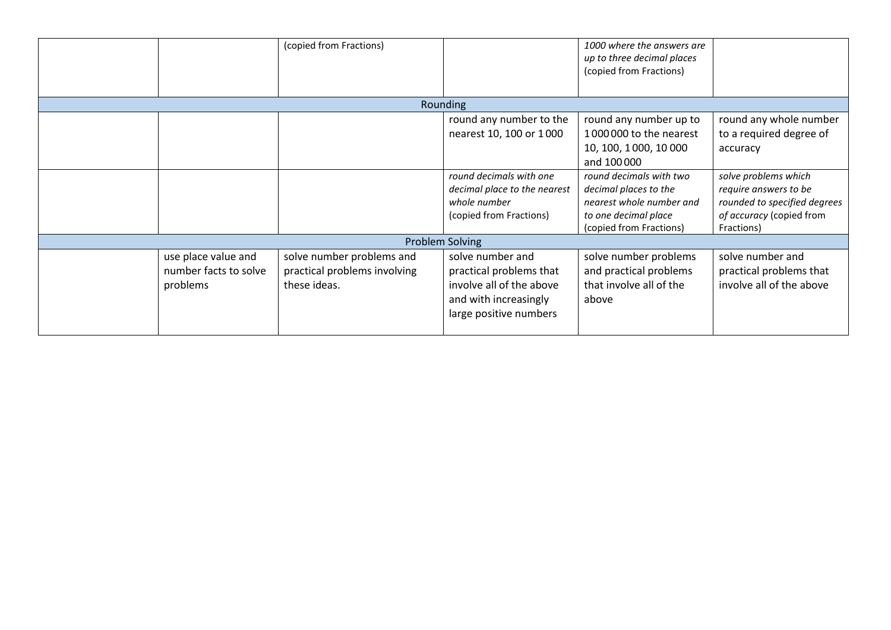|  |  |  |  |  |  |
|---|---|---|---|---|---|
|  |  | (copied from Fractions) |  | *1000 where the answers are up to three decimal places* (copied from Fractions) |  |
| Rounding | | | | | |
|  |  |  | round any number to the nearest 10, 100 or 1 000 | round any number up to 1 000 000 to the nearest 10, 100, 1 000, 10 000 and 100 000 | round any whole number to a required degree of accuracy |
|  |  |  | *round decimals with one decimal place to the nearest whole number* (copied from Fractions) | *round decimals with two decimal places to the nearest whole number and to one decimal place* (copied from Fractions) | *solve problems which require answers to be rounded to specified degrees of accuracy* (copied from Fractions) |
| Problem Solving | | | | | |
|  | use place value and number facts to solve problems | solve number problems and practical problems involving these ideas. | solve number and practical problems that involve all of the above and with increasingly large positive numbers | solve number problems and practical problems that involve all of the above | solve number and practical problems that involve all of the above |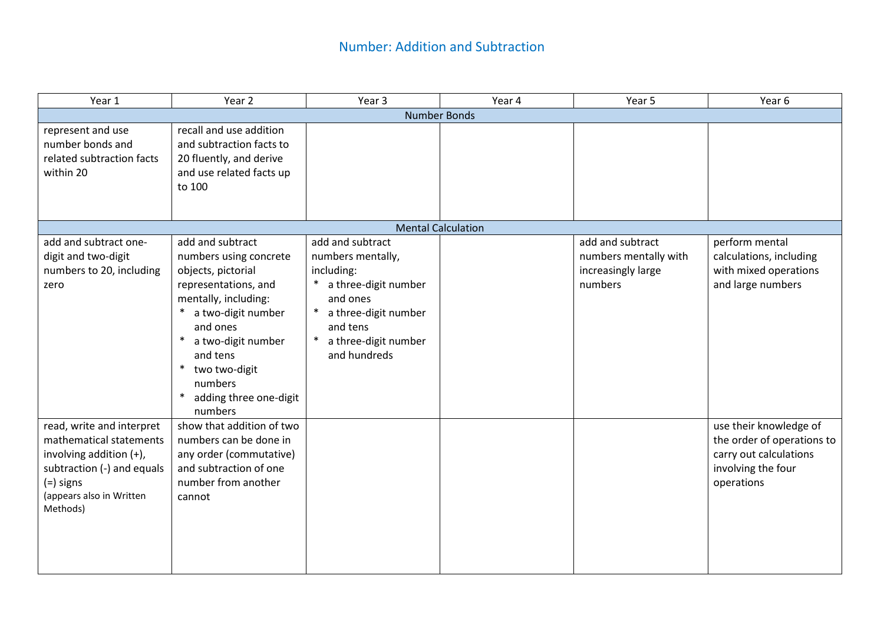# Number: Addition and Subtraction

| Year 1 | Year 2 | Year 3 | Year 4 | Year 5 | Year 6 |
|---|---|---|---|---|---|
| **Number Bonds** | | | | | |
| represent and use number bonds and related subtraction facts within 20 | recall and use addition and subtraction facts to 20 fluently, and derive and use related facts up to 100 | | | | |
| **Mental Calculation** | | | | | |
| add and subtract one-digit and two-digit numbers to 20, including zero | add and subtract numbers using concrete objects, pictorial representations, and mentally, including:<br>* a two-digit number and ones<br>* a two-digit number and tens<br>* two two-digit numbers<br>* adding three one-digit numbers | add and subtract numbers mentally, including:<br>* a three-digit number and ones<br>* a three-digit number and tens<br>* a three-digit number and hundreds | | add and subtract numbers mentally with increasingly large numbers | perform mental calculations, including with mixed operations and large numbers |
| read, write and interpret mathematical statements involving addition (+), subtraction (-) and equals (=) signs<br>(appears also in Written Methods) | show that addition of two numbers can be done in any order (commutative) and subtraction of one number from another cannot | | | | use their knowledge of the order of operations to carry out calculations involving the four operations |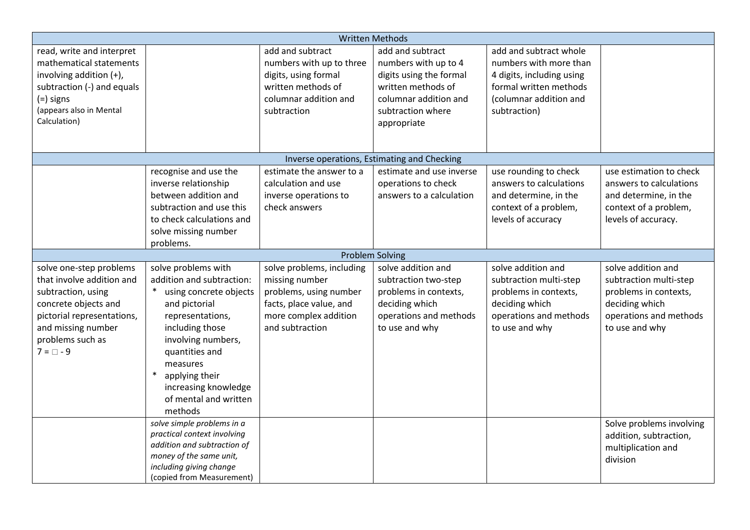| Written Methods | | | | | |
|---|---|---|---|---|---|
| read, write and interpret mathematical statements involving addition (+), subtraction (-) and equals (=) signs (appears also in Mental Calculation) | | add and subtract numbers with up to three digits, using formal written methods of columnar addition and subtraction | add and subtract numbers with up to 4 digits using the formal written methods of columnar addition and subtraction where appropriate | add and subtract whole numbers with more than 4 digits, including using formal written methods (columnar addition and subtraction) | |
| **Inverse operations, Estimating and Checking** | | | | | |
| | recognise and use the inverse relationship between addition and subtraction and use this to check calculations and solve missing number problems. | estimate the answer to a calculation and use inverse operations to check answers | estimate and use inverse operations to check answers to a calculation | use rounding to check answers to calculations and determine, in the context of a problem, levels of accuracy | use estimation to check answers to calculations and determine, in the context of a problem, levels of accuracy. |
| **Problem Solving** | | | | | |
| solve one-step problems that involve addition and subtraction, using concrete objects and pictorial representations, and missing number problems such as $7 = \square - 9$ | solve problems with addition and subtraction:<br>* using concrete objects and pictorial representations, including those involving numbers, quantities and measures<br>* applying their increasing knowledge of mental and written methods | solve problems, including missing number problems, using number facts, place value, and more complex addition and subtraction | solve addition and subtraction two-step problems in contexts, deciding which operations and methods to use and why | solve addition and subtraction multi-step problems in contexts, deciding which operations and methods to use and why | solve addition and subtraction multi-step problems in contexts, deciding which operations and methods to use and why |
| | *solve simple problems in a practical context involving addition and subtraction of money of the same unit, including giving change* (copied from Measurement) | | | | Solve problems involving addition, subtraction, multiplication and division |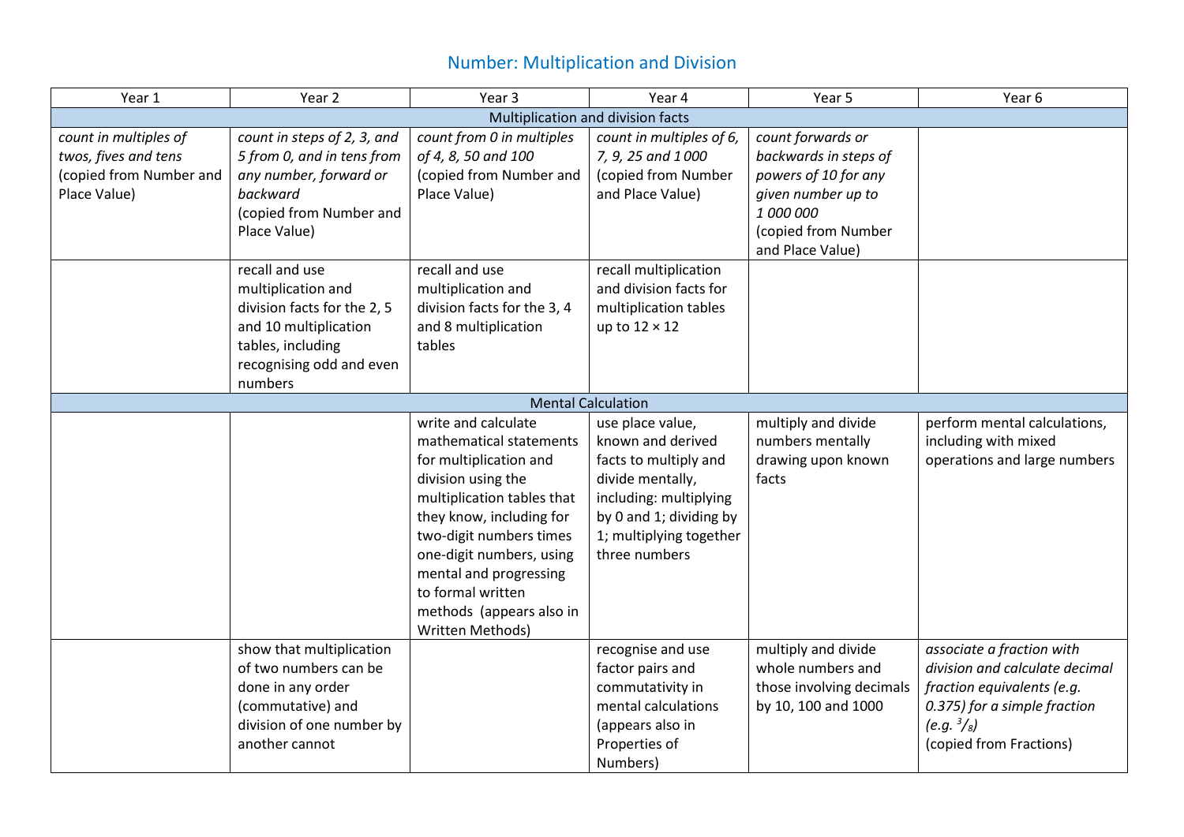## Number: Multiplication and Division

| Year 1 | Year 2 | Year 3 | Year 4 | Year 5 | Year 6 |
|---|---|---|---|---|---|
| **Multiplication and division facts** | | | | | |
| *count in multiples of twos, fives and tens* (copied from Number and Place Value) | *count in steps of 2, 3, and 5 from 0, and in tens from any number, forward or backward* (copied from Number and Place Value) | *count from 0 in multiples of 4, 8, 50 and 100* (copied from Number and Place Value) | *count in multiples of 6, 7, 9, 25 and 1 000* (copied from Number and Place Value) | *count forwards or backwards in steps of powers of 10 for any given number up to 1 000 000* (copied from Number and Place Value) | |
| | recall and use multiplication and division facts for the 2, 5 and 10 multiplication tables, including recognising odd and even numbers | recall and use multiplication and division facts for the 3, 4 and 8 multiplication tables | recall multiplication and division facts for multiplication tables up to $12 \times 12$ | | |
| **Mental Calculation** | | | | | |
| | | write and calculate mathematical statements for multiplication and division using the multiplication tables that they know, including for two-digit numbers times one-digit numbers, using mental and progressing to formal written methods (appears also in Written Methods) | use place value, known and derived facts to multiply and divide mentally, including: multiplying by 0 and 1; dividing by 1; multiplying together three numbers | multiply and divide numbers mentally drawing upon known facts | perform mental calculations, including with mixed operations and large numbers |
| | show that multiplication of two numbers can be done in any order (commutative) and division of one number by another cannot | | recognise and use factor pairs and commutativity in mental calculations (appears also in Properties of Numbers) | multiply and divide whole numbers and those involving decimals by 10, 100 and 1000 | *associate a fraction with division and calculate decimal fraction equivalents (e.g. 0.375) for a simple fraction (e.g.* $^3/_8$*)* (copied from Fractions) |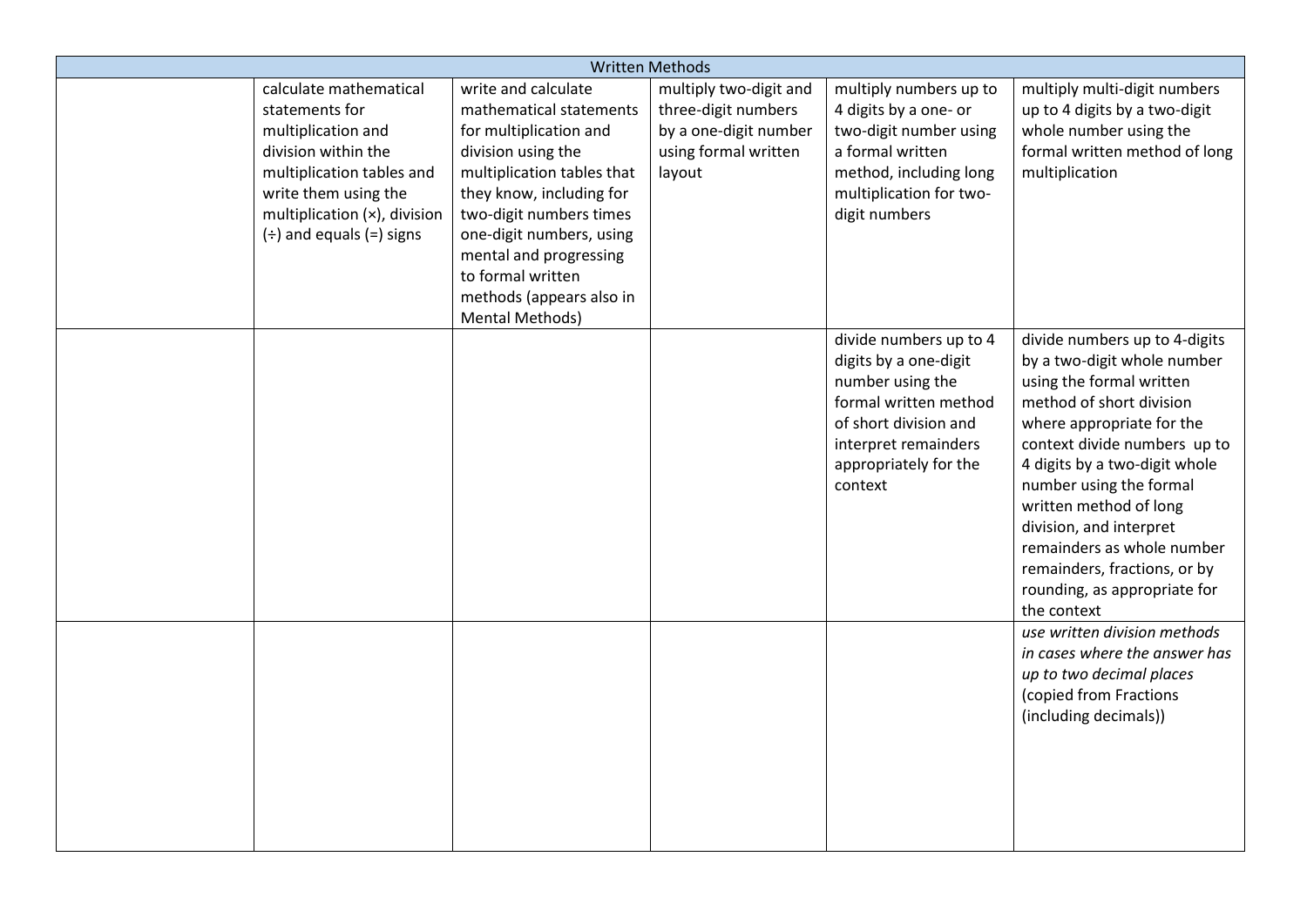| Written Methods | | | | | |
|---|---|---|---|---|---|
| | calculate mathematical statements for multiplication and division within the multiplication tables and write them using the multiplication (×), division (÷) and equals (=) signs | write and calculate mathematical statements for multiplication and division using the multiplication tables that they know, including for two-digit numbers times one-digit numbers, using mental and progressing to formal written methods (appears also in Mental Methods) | multiply two-digit and three-digit numbers by a one-digit number using formal written layout | multiply numbers up to 4 digits by a one- or two-digit number using a formal written method, including long multiplication for two-digit numbers | multiply multi-digit numbers up to 4 digits by a two-digit whole number using the formal written method of long multiplication |
| | | | | divide numbers up to 4 digits by a one-digit number using the formal written method of short division and interpret remainders appropriately for the context | divide numbers up to 4-digits by a two-digit whole number using the formal written method of short division where appropriate for the context divide numbers up to 4 digits by a two-digit whole number using the formal written method of long division, and interpret remainders as whole number remainders, fractions, or by rounding, as appropriate for the context |
| | | | | | *use written division methods in cases where the answer has up to two decimal places* (copied from Fractions (including decimals)) |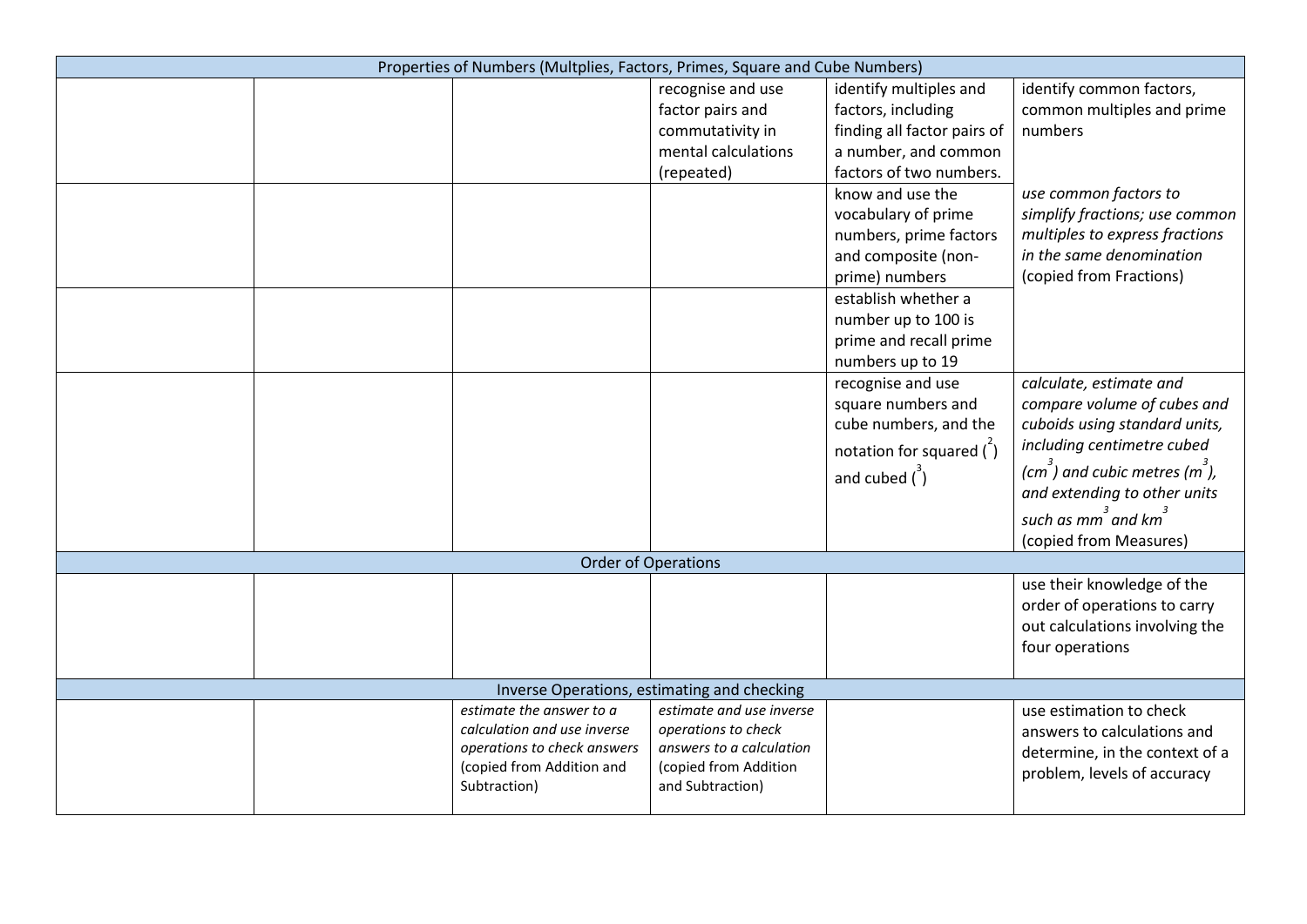| Properties of Numbers (Multplies, Factors, Primes, Square and Cube Numbers) | | | | | |
|---|---|---|---|---|---|
| | | | recognise and use factor pairs and commutativity in mental calculations (repeated) | identify multiples and factors, including finding all factor pairs of a number, and common factors of two numbers. | identify common factors, common multiples and prime numbers<br><br>*use common factors to simplify fractions; use common multiples to express fractions in the same denomination* (copied from Fractions) |
| | | | | know and use the vocabulary of prime numbers, prime factors and composite (non-prime) numbers | |
| | | | | establish whether a number up to 100 is prime and recall prime numbers up to 19 | |
| | | | | recognise and use square numbers and cube numbers, and the notation for squared ($^2$) and cubed ($^3$) | *calculate, estimate and compare volume of cubes and cuboids using standard units, including centimetre cubed ($cm^3$) and cubic metres ($m^3$), and extending to other units such as $mm^3$ and $km^3$* (copied from Measures) |
| **Order of Operations** | | | | | |
| | | | | | use their knowledge of the order of operations to carry out calculations involving the four operations |
| **Inverse Operations, estimating and checking** | | | | | |
| | | *estimate the answer to a calculation and use inverse operations to check answers* (copied from Addition and Subtraction) | *estimate and use inverse operations to check answers to a calculation* (copied from Addition and Subtraction) | | use estimation to check answers to calculations and determine, in the context of a problem, levels of accuracy |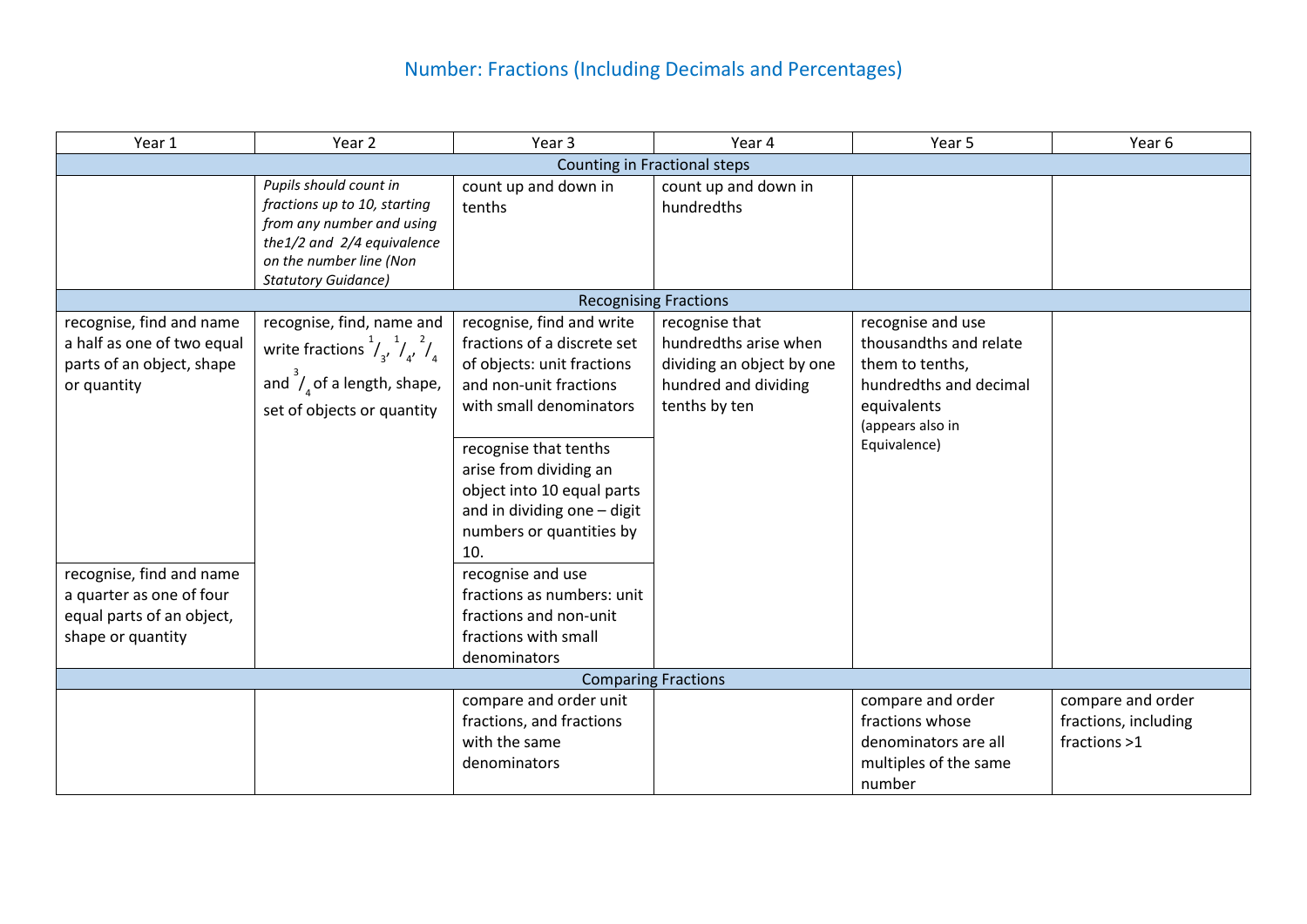# Number: Fractions (Including Decimals and Percentages)

| Year 1 | Year 2 | Year 3 | Year 4 | Year 5 | Year 6 |
|---|---|---|---|---|---|
| **Counting in Fractional steps** | | | | | |
| | *Pupils should count in fractions up to 10, starting from any number and using the1/2 and 2/4 equivalence on the number line (Non Statutory Guidance)* | count up and down in tenths | count up and down in hundredths | | |
| **Recognising Fractions** | | | | | |
| recognise, find and name a half as one of two equal parts of an object, shape or quantity | recognise, find, name and write fractions $^1/_3$, $^1/_4$, $^2/_4$ and $^3/_4$ of a length, shape, set of objects or quantity | recognise, find and write fractions of a discrete set of objects: unit fractions and non-unit fractions with small denominators | recognise that hundredths arise when dividing an object by one hundred and dividing tenths by ten | recognise and use thousandths and relate them to tenths, hundredths and decimal equivalents (appears also in Equivalence) | |
| | | recognise that tenths arise from dividing an object into 10 equal parts and in dividing one – digit numbers or quantities by 10. | | | |
| recognise, find and name a quarter as one of four equal parts of an object, shape or quantity | | recognise and use fractions as numbers: unit fractions and non-unit fractions with small denominators | | | |
| **Comparing Fractions** | | | | | |
| | | compare and order unit fractions, and fractions with the same denominators | | compare and order fractions whose denominators are all multiples of the same number | compare and order fractions, including fractions >1 |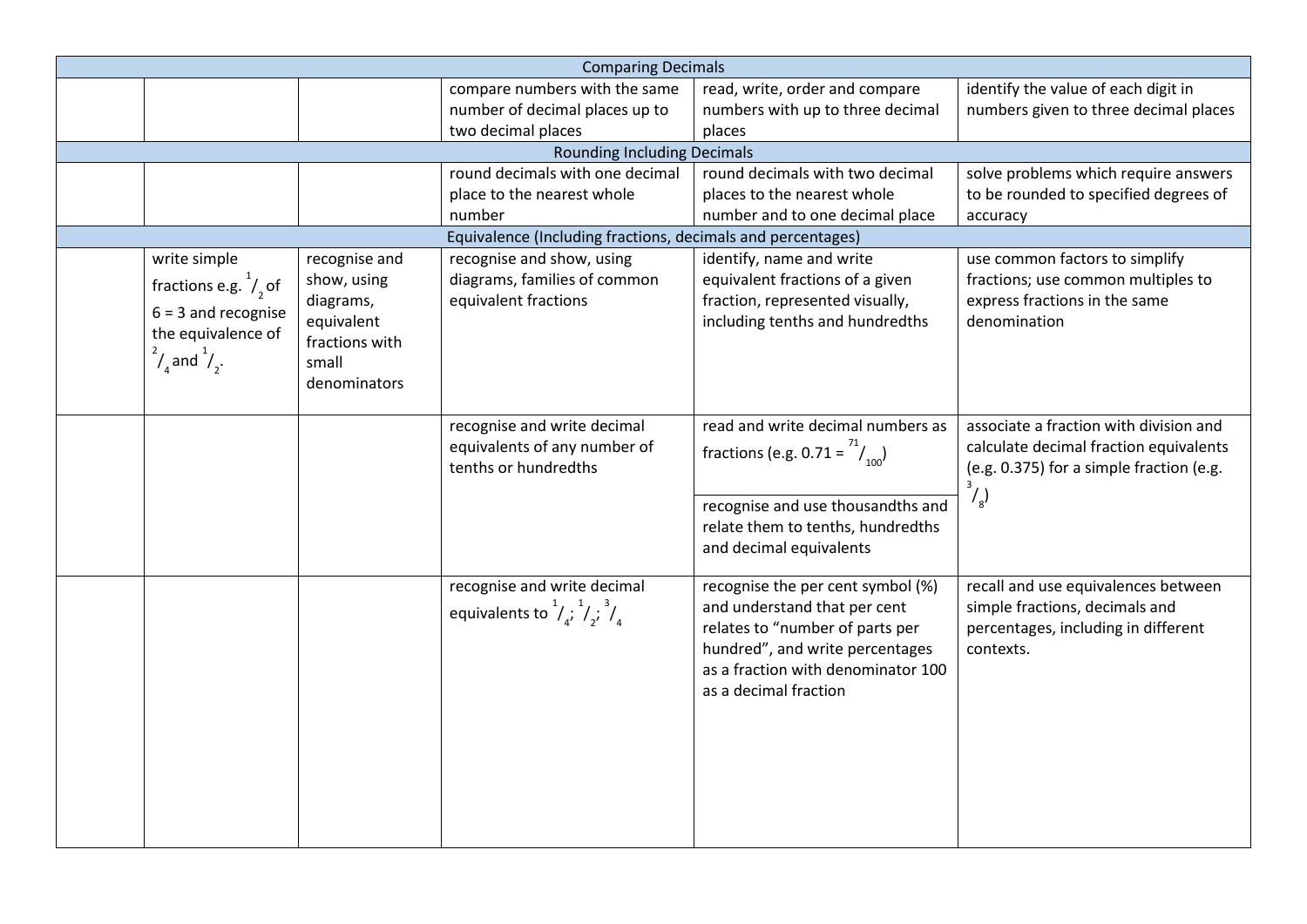| | | | | | |
|---|---|---|---|---|---|
| **Comparing Decimals** | | | | | |
| | | | compare numbers with the same number of decimal places up to two decimal places | read, write, order and compare numbers with up to three decimal places | identify the value of each digit in numbers given to three decimal places |
| **Rounding Including Decimals** | | | | | |
| | | | round decimals with one decimal place to the nearest whole number | round decimals with two decimal places to the nearest whole number and to one decimal place | solve problems which require answers to be rounded to specified degrees of accuracy |
| **Equivalence (Including fractions, decimals and percentages)** | | | | | |
| | write simple fractions e.g. $^{1}/_{2}$ of 6 = 3 and recognise the equivalence of $^{2}/_{4}$ and $^{1}/_{2}$. | recognise and show, using diagrams, equivalent fractions with small denominators | recognise and show, using diagrams, families of common equivalent fractions | identify, name and write equivalent fractions of a given fraction, represented visually, including tenths and hundredths | use common factors to simplify fractions; use common multiples to express fractions in the same denomination |
| | | | recognise and write decimal equivalents of any number of tenths or hundredths | read and write decimal numbers as fractions (e.g. 0.71 = $^{71}/_{100}$)<br><br>recognise and use thousandths and relate them to tenths, hundredths and decimal equivalents | associate a fraction with division and calculate decimal fraction equivalents (e.g. 0.375) for a simple fraction (e.g. $^{3}/_{8}$) |
| | | | recognise and write decimal equivalents to $^{1}/_{4}$; $^{1}/_{2}$; $^{3}/_{4}$ | recognise the per cent symbol (%) and understand that per cent relates to "number of parts per hundred", and write percentages as a fraction with denominator 100 as a decimal fraction | recall and use equivalences between simple fractions, decimals and percentages, including in different contexts. |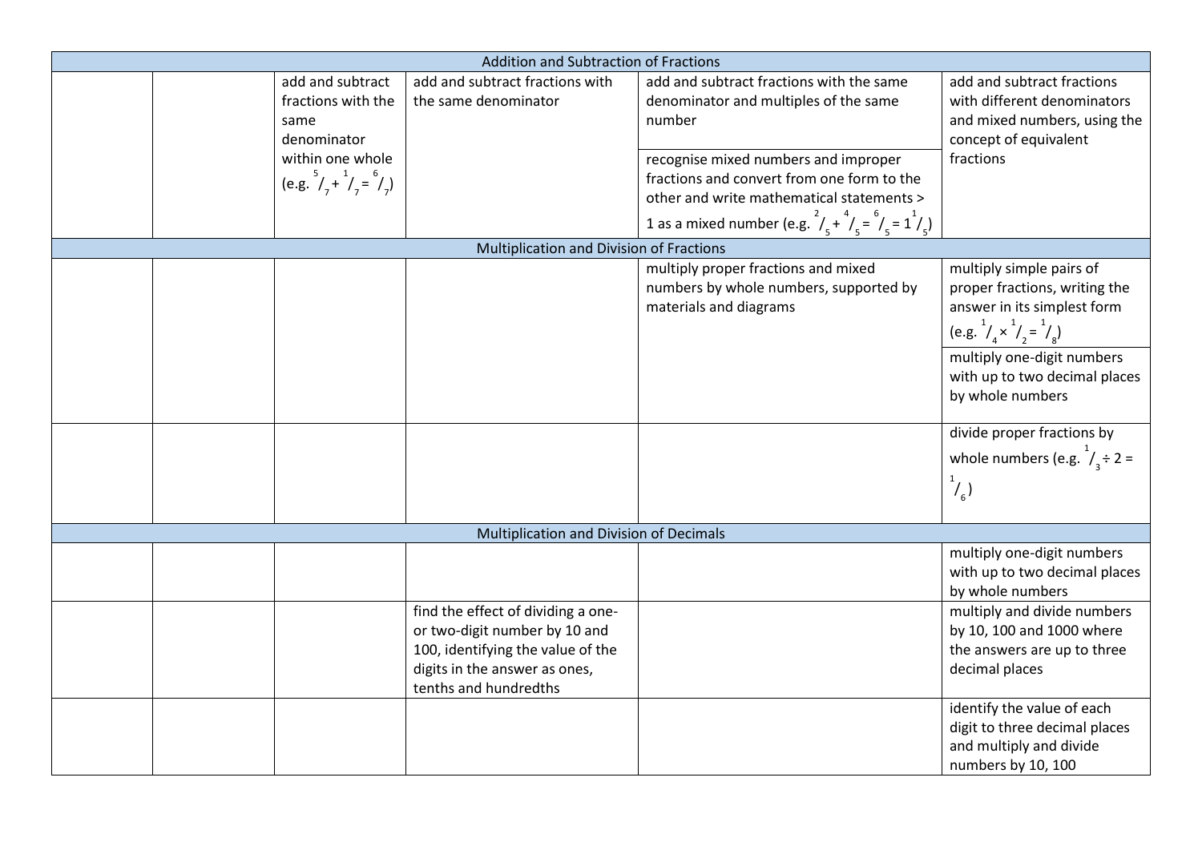| Addition and Subtraction of Fractions | | | | | |
|---|---|---|---|---|---|
| | | add and subtract fractions with the same denominator within one whole (e.g. $\frac{5}{7} + \frac{1}{7} = \frac{6}{7}$) | add and subtract fractions with the same denominator | add and subtract fractions with the same denominator and multiples of the same number | add and subtract fractions with different denominators and mixed numbers, using the concept of equivalent fractions |
| | | | | recognise mixed numbers and improper fractions and convert from one form to the other and write mathematical statements > 1 as a mixed number (e.g. $\frac{2}{5} + \frac{4}{5} = \frac{6}{5} = 1\frac{1}{5}$) | |
| **Multiplication and Division of Fractions** | | | | | |
| | | | | multiply proper fractions and mixed numbers by whole numbers, supported by materials and diagrams | multiply simple pairs of proper fractions, writing the answer in its simplest form (e.g. $\frac{1}{4} \times \frac{1}{2} = \frac{1}{8}$) |
| | | | | | multiply one-digit numbers with up to two decimal places by whole numbers |
| | | | | | divide proper fractions by whole numbers (e.g. $\frac{1}{3} \div 2 = \frac{1}{6}$) |
| **Multiplication and Division of Decimals** | | | | | |
| | | | | | multiply one-digit numbers with up to two decimal places by whole numbers |
| | | | find the effect of dividing a one- or two-digit number by 10 and 100, identifying the value of the digits in the answer as ones, tenths and hundredths | | multiply and divide numbers by 10, 100 and 1000 where the answers are up to three decimal places |
| | | | | | identify the value of each digit to three decimal places and multiply and divide numbers by 10, 100 |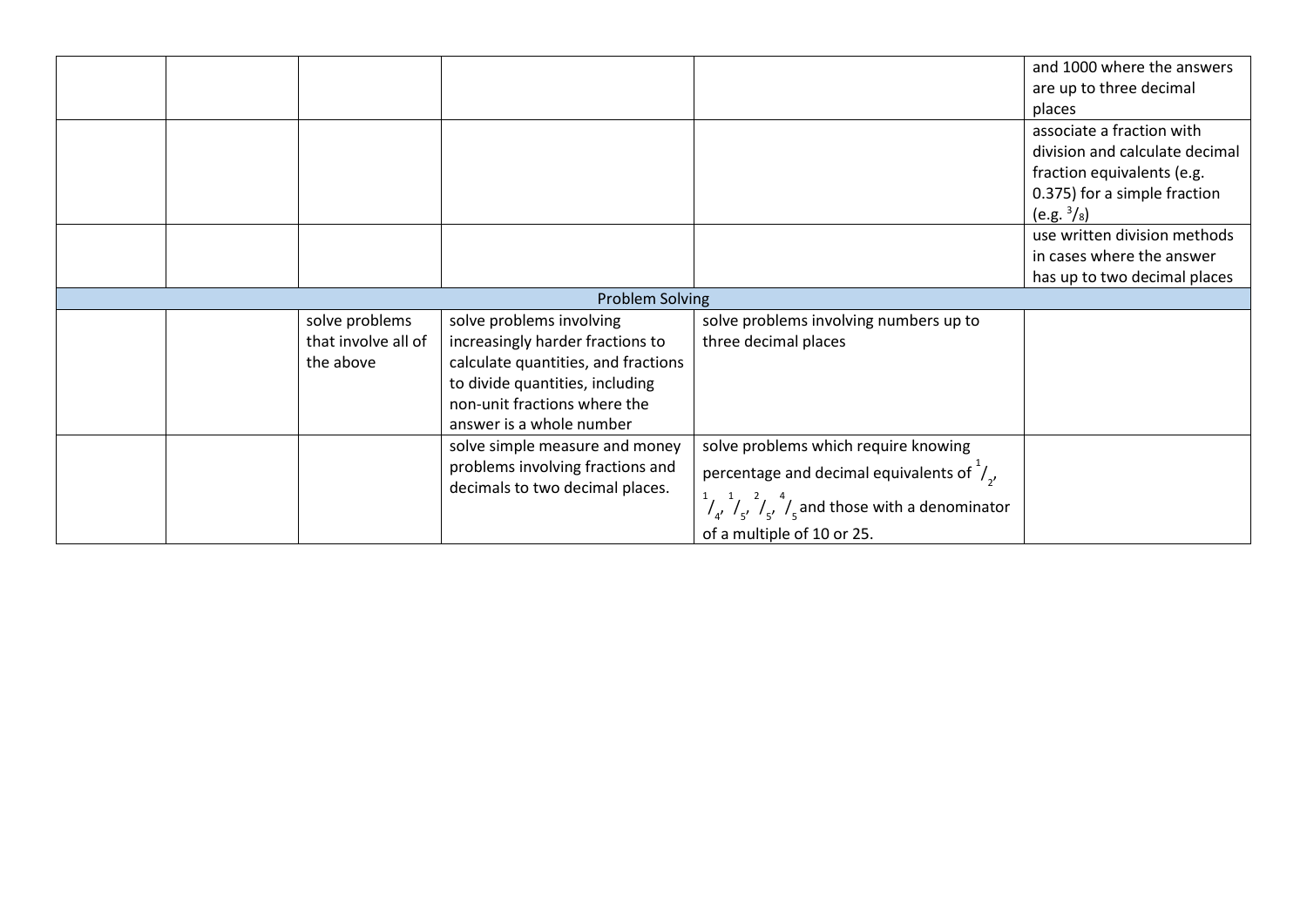| | | | | | |
|---|---|---|---|---|---|
| | | | | | and 1000 where the answers are up to three decimal places |
| | | | | | associate a fraction with division and calculate decimal fraction equivalents (e.g. 0.375) for a simple fraction (e.g. $^3/_8$) |
| | | | | | use written division methods in cases where the answer has up to two decimal places |
| Problem Solving | | | | | |
| | | solve problems that involve all of the above | solve problems involving increasingly harder fractions to calculate quantities, and fractions to divide quantities, including non-unit fractions where the answer is a whole number | solve problems involving numbers up to three decimal places | |
| | | | solve simple measure and money problems involving fractions and decimals to two decimal places. | solve problems which require knowing percentage and decimal equivalents of $^1/_2$, $^1/_4$, $^1/_5$, $^2/_5$, $^4/_5$ and those with a denominator of a multiple of 10 or 25. | |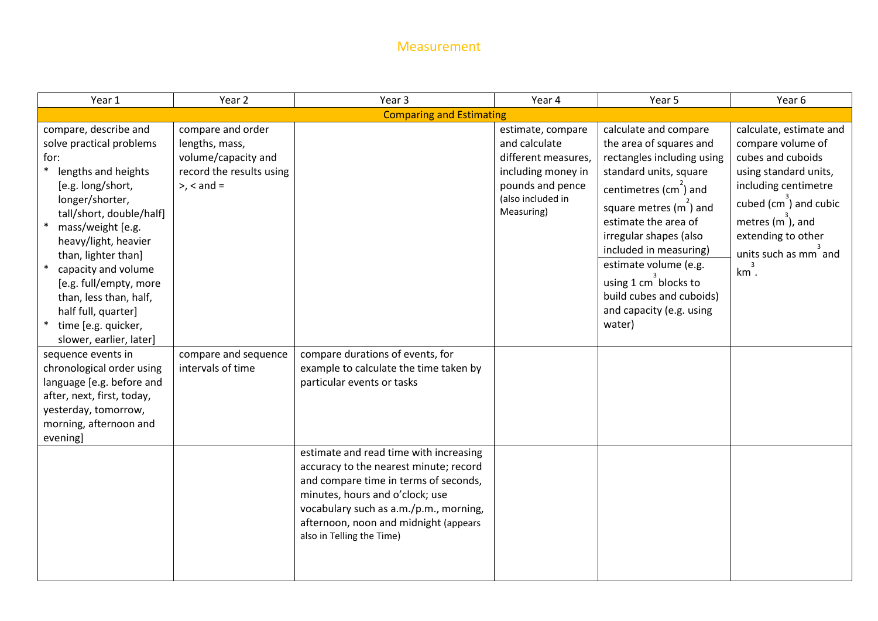# Measurement

| Year 1 | Year 2 | Year 3 | Year 4 | Year 5 | Year 6 |
|---|---|---|---|---|---|
| **Comparing and Estimating** | | | | | |
| compare, describe and solve practical problems for: <br>* lengths and heights [e.g. long/short, longer/shorter, tall/short, double/half] <br>* mass/weight [e.g. heavy/light, heavier than, lighter than] <br>* capacity and volume [e.g. full/empty, more than, less than, half, half full, quarter] <br>* time [e.g. quicker, slower, earlier, later] | compare and order lengths, mass, volume/capacity and record the results using >, < and = | | estimate, compare and calculate different measures, including money in pounds and pence (also included in Measuring) | calculate and compare the area of squares and rectangles including using standard units, square centimetres ($cm^2$) and square metres ($m^2$) and estimate the area of irregular shapes (also included in measuring) <br>estimate volume (e.g. using 1 $cm^3$ blocks to build cubes and cuboids) and capacity (e.g. using water) | calculate, estimate and compare volume of cubes and cuboids using standard units, including centimetre cubed ($cm^3$) and cubic metres ($m^3$), and extending to other units such as $mm^3$ and $km^3$. |
| sequence events in chronological order using language [e.g. before and after, next, first, today, yesterday, tomorrow, morning, afternoon and evening] | compare and sequence intervals of time | compare durations of events, for example to calculate the time taken by particular events or tasks | | | |
| | | estimate and read time with increasing accuracy to the nearest minute; record and compare time in terms of seconds, minutes, hours and o'clock; use vocabulary such as a.m./p.m., morning, afternoon, noon and midnight (appears also in Telling the Time) | | | |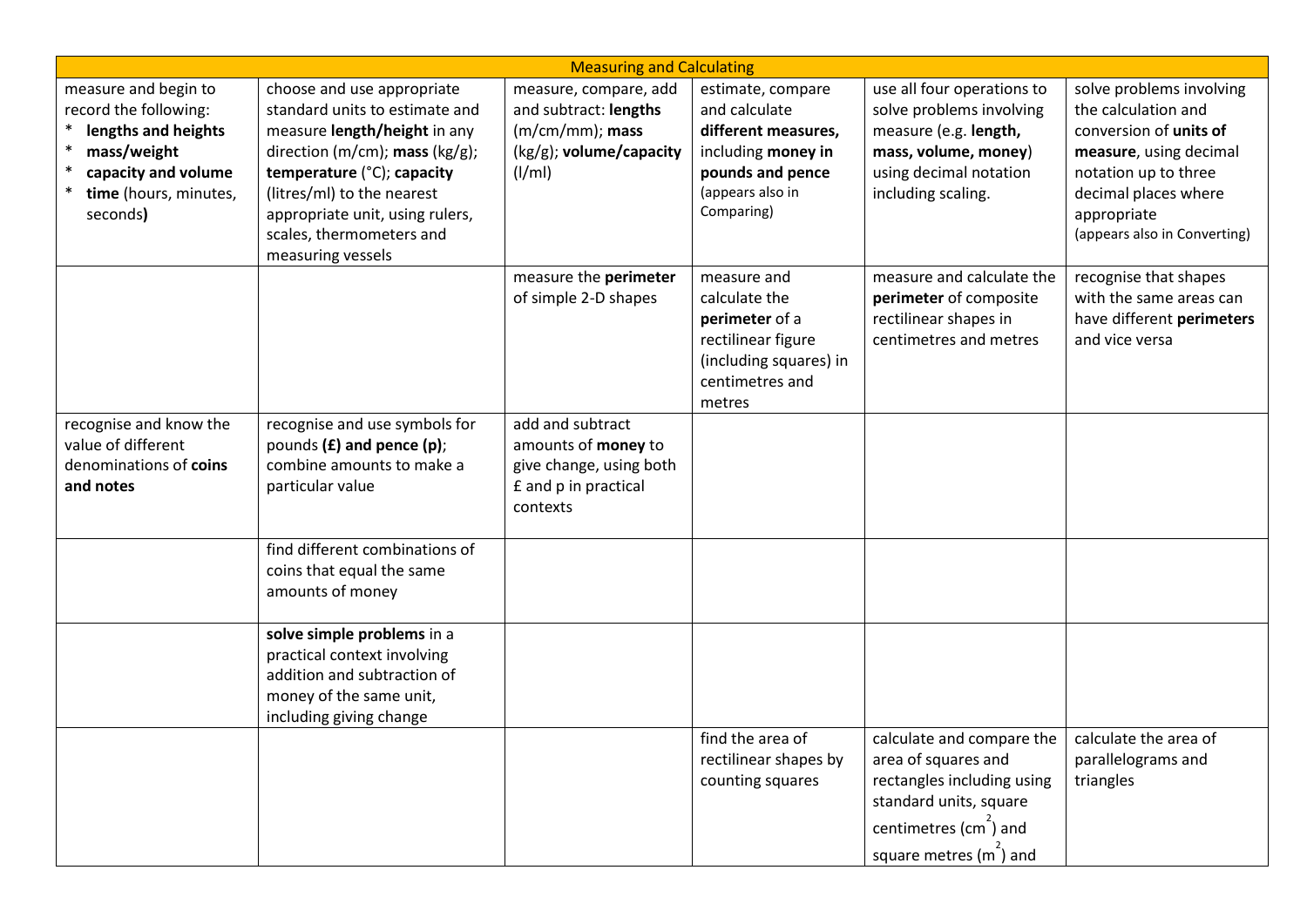| Measuring and Calculating | | | | | |
|---|---|---|---|---|---|
| measure and begin to record the following:<br>* **lengths and heights**<br>* **mass/weight**<br>* **capacity and volume**<br>* **time** (hours, minutes, seconds**)** | choose and use appropriate standard units to estimate and measure **length/height** in any direction (m/cm); **mass** (kg/g); **temperature** (°C); **capacity** (litres/ml) to the nearest appropriate unit, using rulers, scales, thermometers and measuring vessels | measure, compare, add and subtract: **lengths** (m/cm/mm); **mass** (kg/g); **volume/capacity** (l/ml) | estimate, compare and calculate **different measures,** including **money in pounds and pence** (appears also in Comparing) | use all four operations to solve problems involving measure (e.g. **length, mass, volume, money**) using decimal notation including scaling. | solve problems involving the calculation and conversion of **units of measure**, using decimal notation up to three decimal places where appropriate (appears also in Converting) |
| | | measure the **perimeter** of simple 2-D shapes | measure and calculate the **perimeter** of a rectilinear figure (including squares) in centimetres and metres | measure and calculate the **perimeter** of composite rectilinear shapes in centimetres and metres | recognise that shapes with the same areas can have different **perimeters** and vice versa |
| recognise and know the value of different denominations of **coins and notes** | recognise and use symbols for pounds **(£) and pence (p)**; combine amounts to make a particular value | add and subtract amounts of **money** to give change, using both £ and p in practical contexts | | | |
| | find different combinations of coins that equal the same amounts of money | | | | |
| | **solve simple problems** in a practical context involving addition and subtraction of money of the same unit, including giving change | | | | |
| | | | find the area of rectilinear shapes by counting squares | calculate and compare the area of squares and rectangles including using standard units, square centimetres ($cm^2$) and square metres ($m^2$) and | calculate the area of parallelograms and triangles |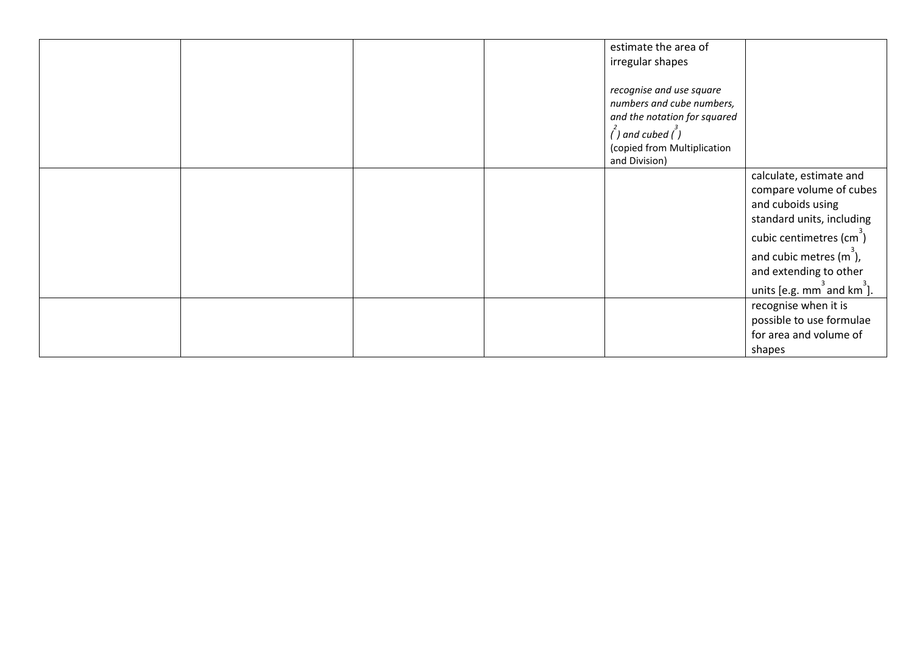| | | | | | |
|---|---|---|---|---|---|
| | | | | estimate the area of irregular shapes<br><br>*recognise and use square numbers and cube numbers, and the notation for squared ($^2$) and cubed ($^3$)*<br>(copied from Multiplication and Division) | |
| | | | | | calculate, estimate and compare volume of cubes and cuboids using standard units, including cubic centimetres ($cm^3$) and cubic metres ($m^3$), and extending to other units [e.g. $mm^3$ and $km^3$]. |
| | | | | | recognise when it is possible to use formulae for area and volume of shapes |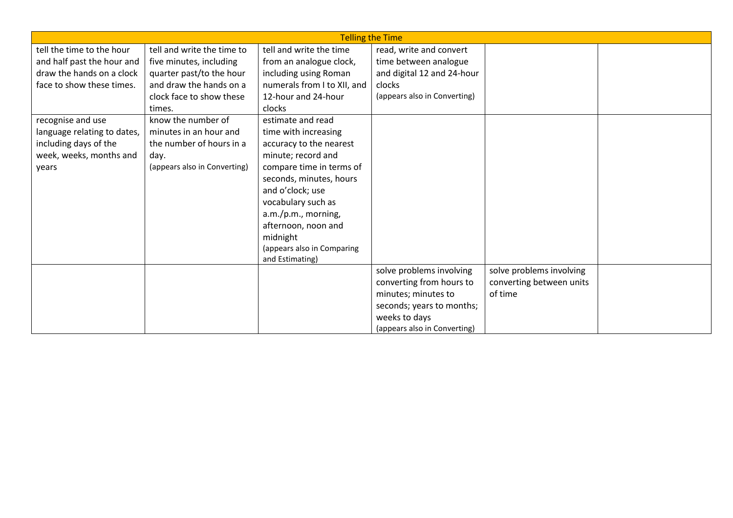| Telling the Time | | | | | |
|---|---|---|---|---|---|
| tell the time to the hour and half past the hour and draw the hands on a clock face to show these times. | tell and write the time to five minutes, including quarter past/to the hour and draw the hands on a clock face to show these times. | tell and write the time from an analogue clock, including using Roman numerals from I to XII, and 12-hour and 24-hour clocks | read, write and convert time between analogue and digital 12 and 24-hour clocks (appears also in Converting) | | |
| recognise and use language relating to dates, including days of the week, weeks, months and years | know the number of minutes in an hour and the number of hours in a day. (appears also in Converting) | estimate and read time with increasing accuracy to the nearest minute; record and compare time in terms of seconds, minutes, hours and o'clock; use vocabulary such as a.m./p.m., morning, afternoon, noon and midnight (appears also in Comparing and Estimating) | | | |
| | | | solve problems involving converting from hours to minutes; minutes to seconds; years to months; weeks to days (appears also in Converting) | solve problems involving converting between units of time | |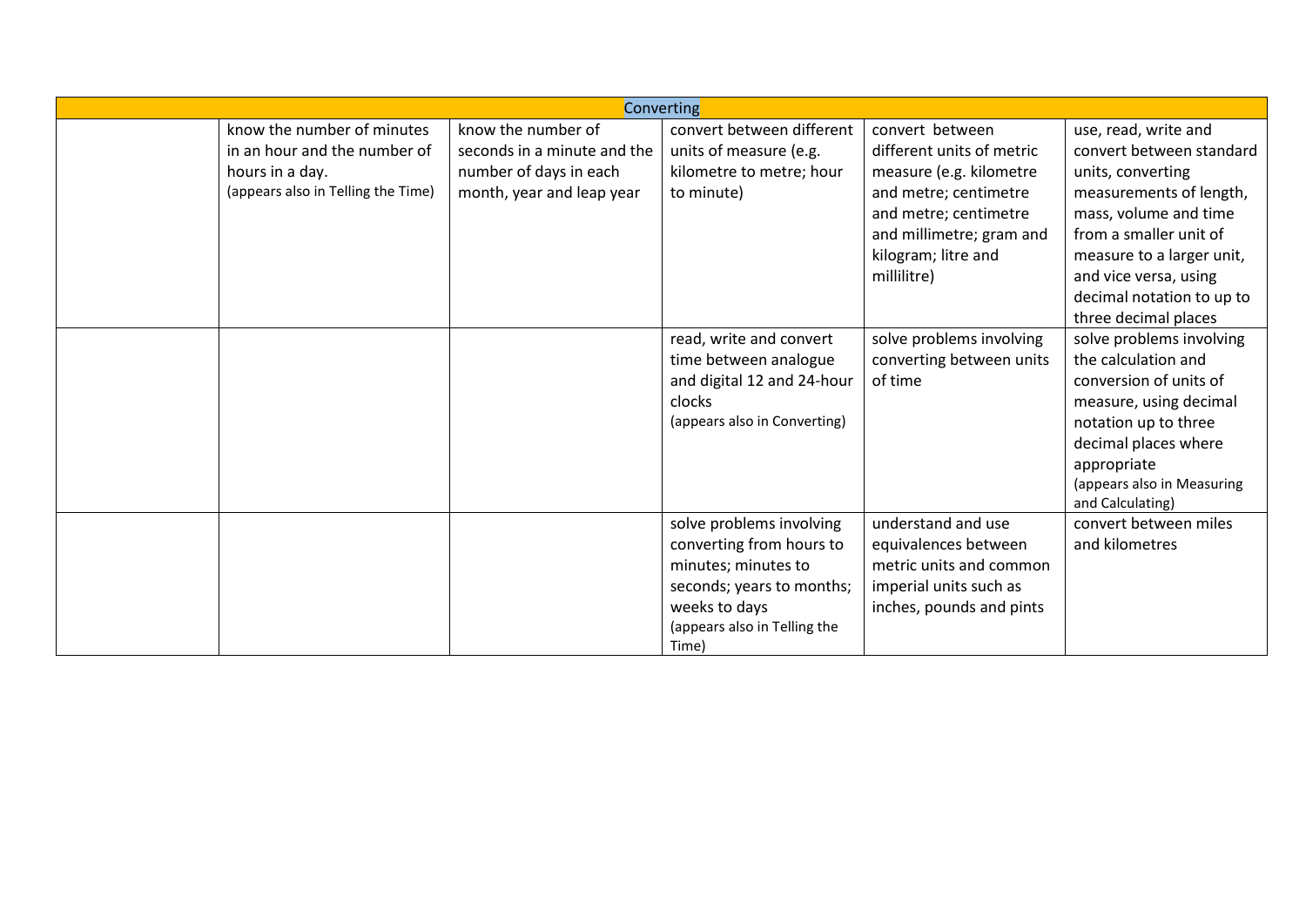| Converting | | | | | |
|---|---|---|---|---|---|
| | know the number of minutes in an hour and the number of hours in a day. (appears also in Telling the Time) | know the number of seconds in a minute and the number of days in each month, year and leap year | convert between different units of measure (e.g. kilometre to metre; hour to minute) | convert between different units of metric measure (e.g. kilometre and metre; centimetre and metre; centimetre and millimetre; gram and kilogram; litre and millilitre) | use, read, write and convert between standard units, converting measurements of length, mass, volume and time from a smaller unit of measure to a larger unit, and vice versa, using decimal notation to up to three decimal places |
| | | | read, write and convert time between analogue and digital 12 and 24-hour clocks (appears also in Converting) | solve problems involving converting between units of time | solve problems involving the calculation and conversion of units of measure, using decimal notation up to three decimal places where appropriate (appears also in Measuring and Calculating) |
| | | | solve problems involving converting from hours to minutes; minutes to seconds; years to months; weeks to days (appears also in Telling the Time) | understand and use equivalences between metric units and common imperial units such as inches, pounds and pints | convert between miles and kilometres |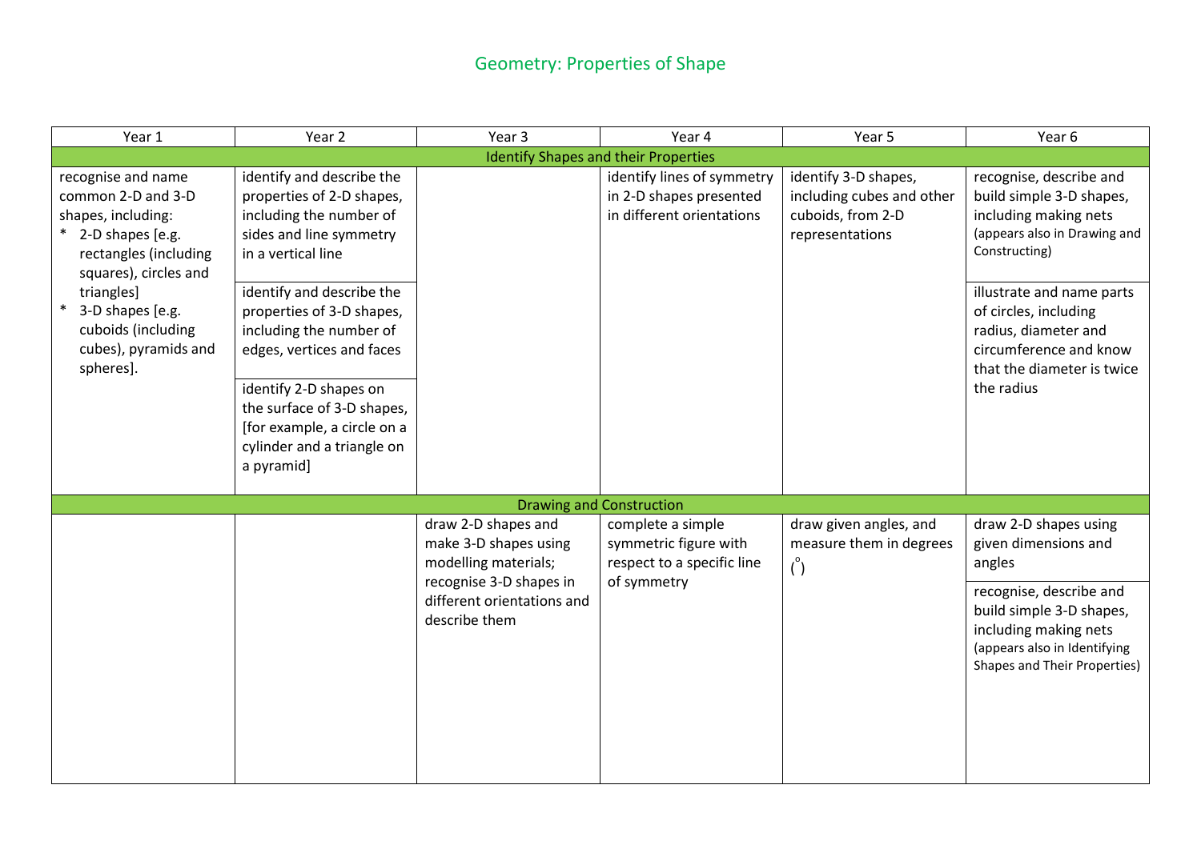# Geometry: Properties of Shape

| Year 1 | Year 2 | Year 3 | Year 4 | Year 5 | Year 6 |
|---|---|---|---|---|---|
| **Identify Shapes and their Properties** | | | | | |
| recognise and name common 2-D and 3-D shapes, including: * 2-D shapes [e.g. rectangles (including squares), circles and triangles] * 3-D shapes [e.g. cuboids (including cubes), pyramids and spheres]. | identify and describe the properties of 2-D shapes, including the number of sides and line symmetry in a vertical line | | identify lines of symmetry in 2-D shapes presented in different orientations | identify 3-D shapes, including cubes and other cuboids, from 2-D representations | recognise, describe and build simple 3-D shapes, including making nets (appears also in Drawing and Constructing) |
| | identify and describe the properties of 3-D shapes, including the number of edges, vertices and faces | | | | illustrate and name parts of circles, including radius, diameter and circumference and know that the diameter is twice the radius |
| | identify 2-D shapes on the surface of 3-D shapes, [for example, a circle on a cylinder and a triangle on a pyramid] | | | | |
| **Drawing and Construction** | | | | | |
| | | draw 2-D shapes and make 3-D shapes using modelling materials; recognise 3-D shapes in different orientations and describe them | complete a simple symmetric figure with respect to a specific line of symmetry | draw given angles, and measure them in degrees ($^\circ$) | draw 2-D shapes using given dimensions and angles |
| | | | | | recognise, describe and build simple 3-D shapes, including making nets (appears also in Identifying Shapes and Their Properties) |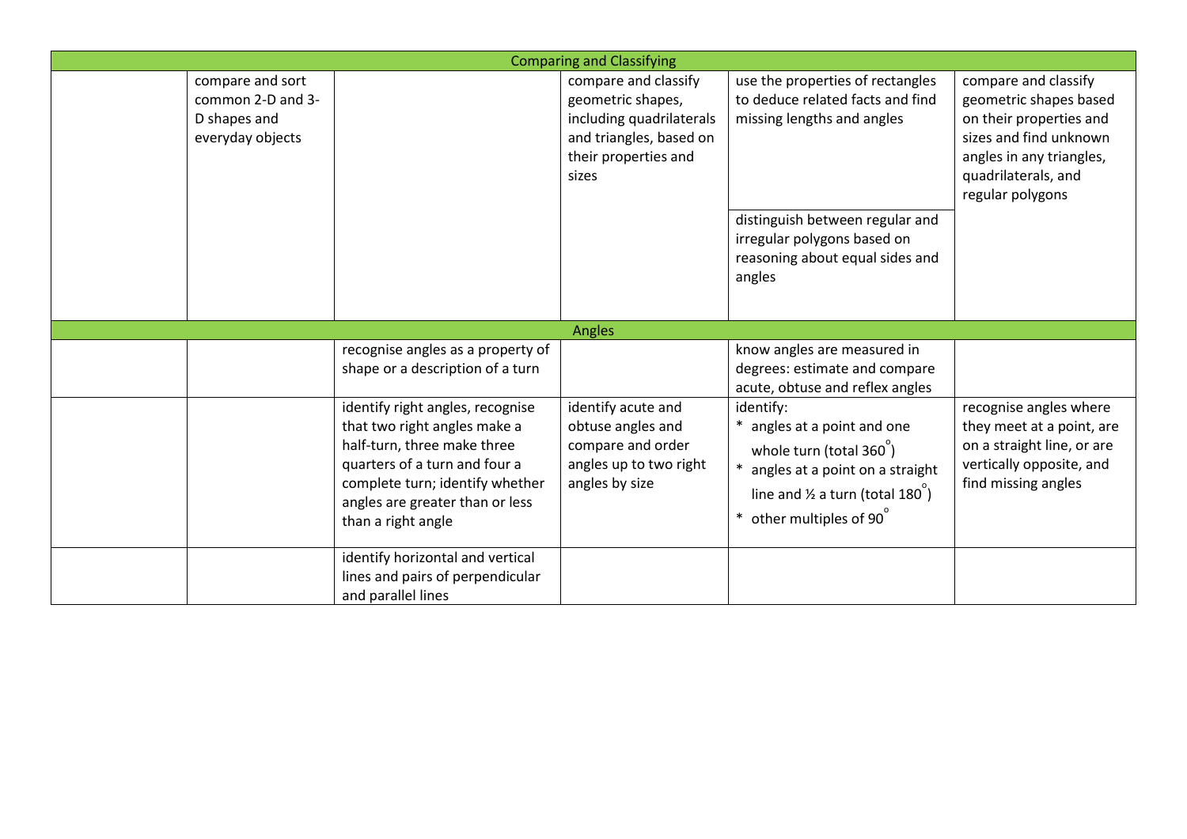| | | | | | |
|---|---|---|---|---|---|
| **Comparing and Classifying** | | | | | |
| | compare and sort common 2-D and 3-D shapes and everyday objects | | compare and classify geometric shapes, including quadrilaterals and triangles, based on their properties and sizes | use the properties of rectangles to deduce related facts and find missing lengths and angles | compare and classify geometric shapes based on their properties and sizes and find unknown angles in any triangles, quadrilaterals, and regular polygons |
| | | | | distinguish between regular and irregular polygons based on reasoning about equal sides and angles | |
| **Angles** | | | | | |
| | | recognise angles as a property of shape or a description of a turn | | know angles are measured in degrees: estimate and compare acute, obtuse and reflex angles | |
| | | identify right angles, recognise that two right angles make a half-turn, three make three quarters of a turn and four a complete turn; identify whether angles are greater than or less than a right angle | identify acute and obtuse angles and compare and order angles up to two right angles by size | identify:<br>* angles at a point and one whole turn (total $360^\circ$)<br>* angles at a point on a straight line and ½ a turn (total $180^\circ$)<br>* other multiples of $90^\circ$ | recognise angles where they meet at a point, are on a straight line, or are vertically opposite, and find missing angles |
| | | identify horizontal and vertical lines and pairs of perpendicular and parallel lines | | | |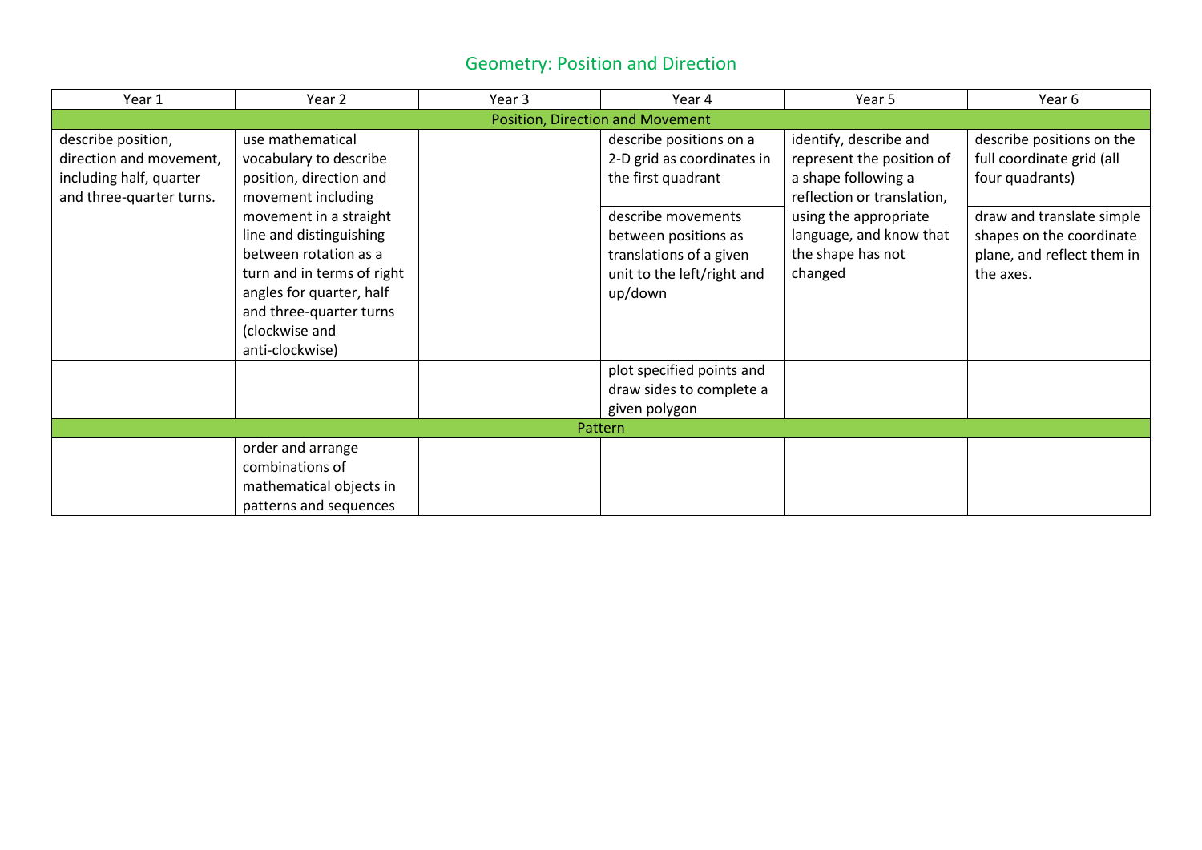## Geometry: Position and Direction

| Year 1 | Year 2 | Year 3 | Year 4 | Year 5 | Year 6 |
|---|---|---|---|---|---|
| **Position, Direction and Movement** | | | | | |
| describe position, direction and movement, including half, quarter and three-quarter turns. | use mathematical vocabulary to describe position, direction and movement including movement in a straight line and distinguishing between rotation as a turn and in terms of right angles for quarter, half and three-quarter turns (clockwise and anti-clockwise) | | describe positions on a 2-D grid as coordinates in the first quadrant | identify, describe and represent the position of a shape following a reflection or translation, using the appropriate language, and know that the shape has not changed | describe positions on the full coordinate grid (all four quadrants) |
| | | | describe movements between positions as translations of a given unit to the left/right and up/down | | draw and translate simple shapes on the coordinate plane, and reflect them in the axes. |
| | | | plot specified points and draw sides to complete a given polygon | | |
| **Pattern** | | | | | |
| | order and arrange combinations of mathematical objects in patterns and sequences | | | | |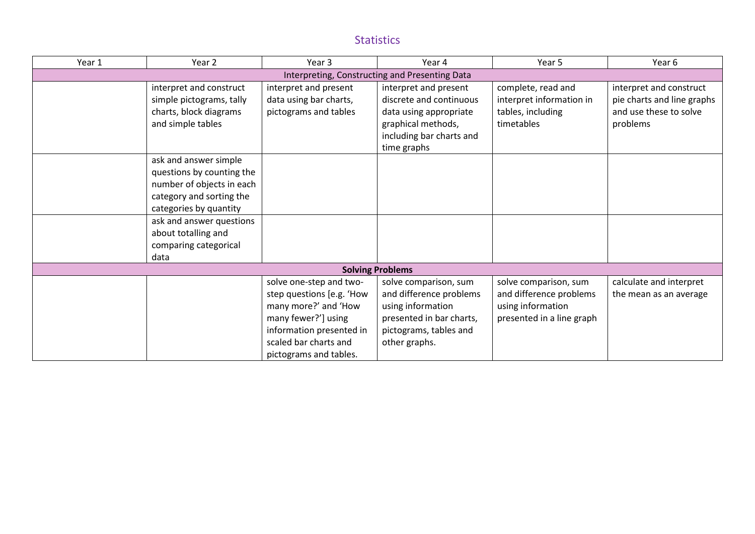# Statistics

| Year 1 | Year 2 | Year 3 | Year 4 | Year 5 | Year 6 |
|---|---|---|---|---|---|
| Interpreting, Constructing and Presenting Data | | | | | |
| | interpret and construct simple pictograms, tally charts, block diagrams and simple tables | interpret and present data using bar charts, pictograms and tables | interpret and present discrete and continuous data using appropriate graphical methods, including bar charts and time graphs | complete, read and interpret information in tables, including timetables | interpret and construct pie charts and line graphs and use these to solve problems |
| | ask and answer simple questions by counting the number of objects in each category and sorting the categories by quantity | | | | |
| | ask and answer questions about totalling and comparing categorical data | | | | |
| **Solving Problems** | | | | | |
| | | solve one-step and two-step questions [e.g. 'How many more?' and 'How many fewer?'] using information presented in scaled bar charts and pictograms and tables. | solve comparison, sum and difference problems using information presented in bar charts, pictograms, tables and other graphs. | solve comparison, sum and difference problems using information presented in a line graph | calculate and interpret the mean as an average |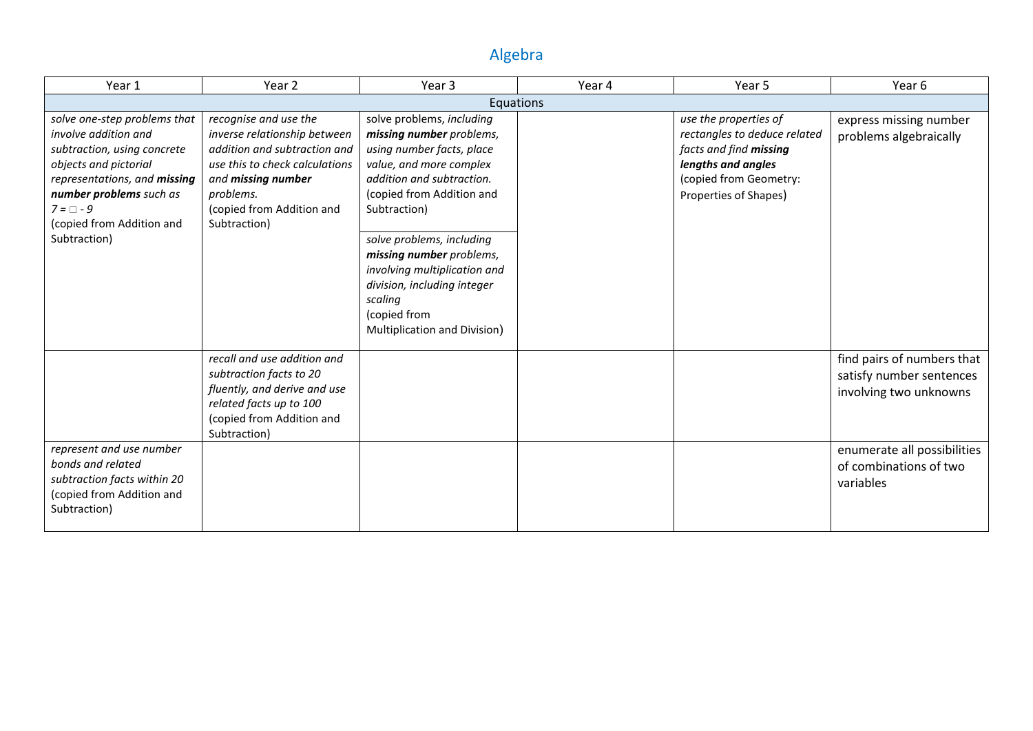# Algebra

| Year 1 | Year 2 | Year 3 | Year 4 | Year 5 | Year 6 |
|---|---|---|---|---|---|
| Equations | | | | | |
| *solve one-step problems that involve addition and subtraction, using concrete objects and pictorial representations, and **missing number problems** such as $7 = \square - 9$* (copied from Addition and Subtraction) | *recognise and use the inverse relationship between addition and subtraction and use this to check calculations and **missing number** problems.* (copied from Addition and Subtraction) | solve problems, *including **missing number** problems, using number facts, place value, and more complex addition and subtraction.* (copied from Addition and Subtraction)<br><br>*solve problems, including **missing number** problems, involving multiplication and division, including integer scaling* (copied from Multiplication and Division) | | *use the properties of rectangles to deduce related facts and find **missing lengths and angles*** (copied from Geometry: Properties of Shapes) | express missing number problems algebraically |
| | *recall and use addition and subtraction facts to 20 fluently, and derive and use related facts up to 100* (copied from Addition and Subtraction) | | | | find pairs of numbers that satisfy number sentences involving two unknowns |
| *represent and use number bonds and related subtraction facts within 20* (copied from Addition and Subtraction) | | | | | enumerate all possibilities of combinations of two variables |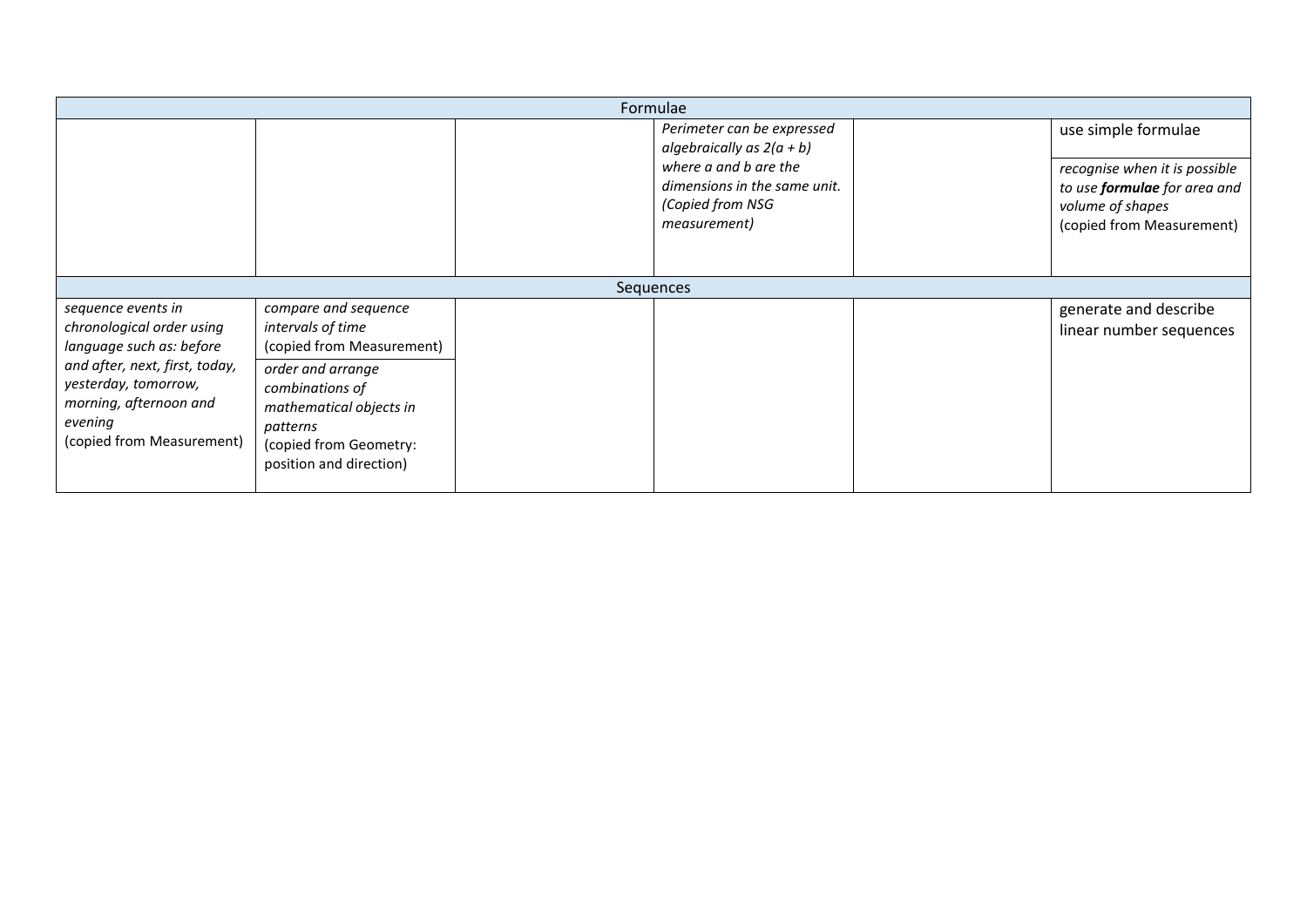| Formulae | | | | | |
|---|---|---|---|---|---|
| | | | *Perimeter can be expressed algebraically as 2(a + b) where a and b are the dimensions in the same unit. (Copied from NSG measurement)* | | use simple formulae<br><br>*recognise when it is possible to use **formulae** for area and volume of shapes*<br>(copied from Measurement) |
| **Sequences** | | | | | |
| *sequence events in chronological order using language such as: before and after, next, first, today, yesterday, tomorrow, morning, afternoon and evening*<br>(copied from Measurement) | *compare and sequence intervals of time*<br>(copied from Measurement)<br><br>*order and arrange combinations of mathematical objects in patterns*<br>(copied from Geometry: position and direction) | | | | generate and describe linear number sequences |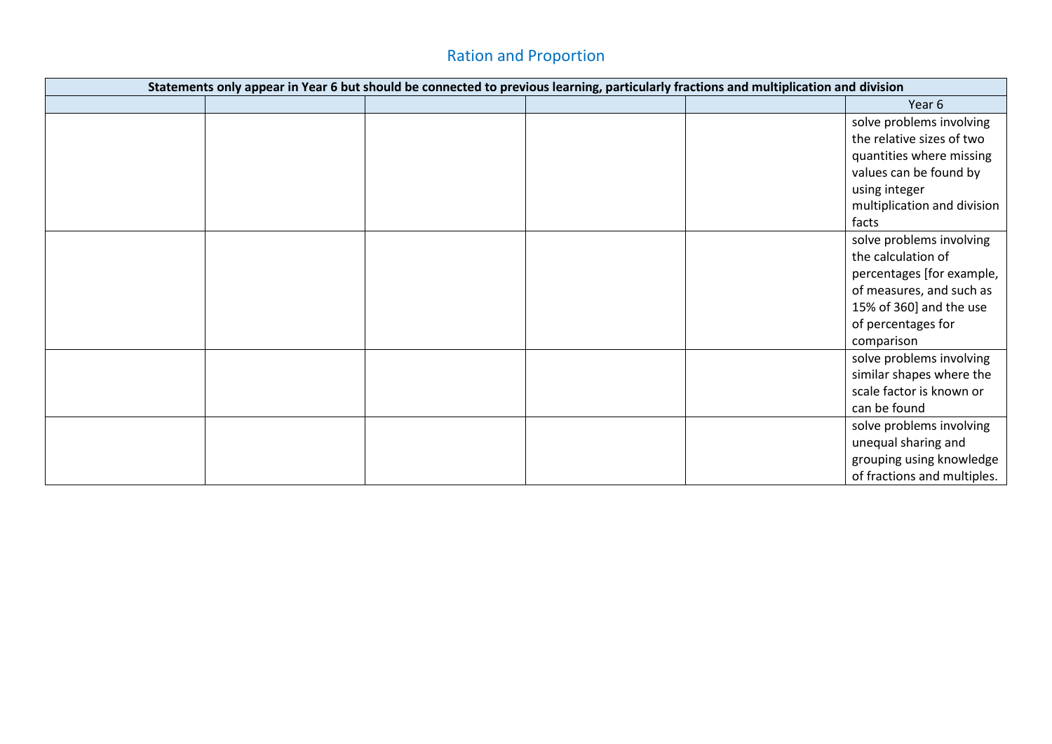## Ration and Proportion

| Statements only appear in Year 6 but should be connected to previous learning, particularly fractions and multiplication and division | | | | | |
|---|---|---|---|---|---|
| | | | | | Year 6 |
| | | | | | solve problems involving the relative sizes of two quantities where missing values can be found by using integer multiplication and division facts |
| | | | | | solve problems involving the calculation of percentages [for example, of measures, and such as 15% of 360] and the use of percentages for comparison |
| | | | | | solve problems involving similar shapes where the scale factor is known or can be found |
| | | | | | solve problems involving unequal sharing and grouping using knowledge of fractions and multiples. |